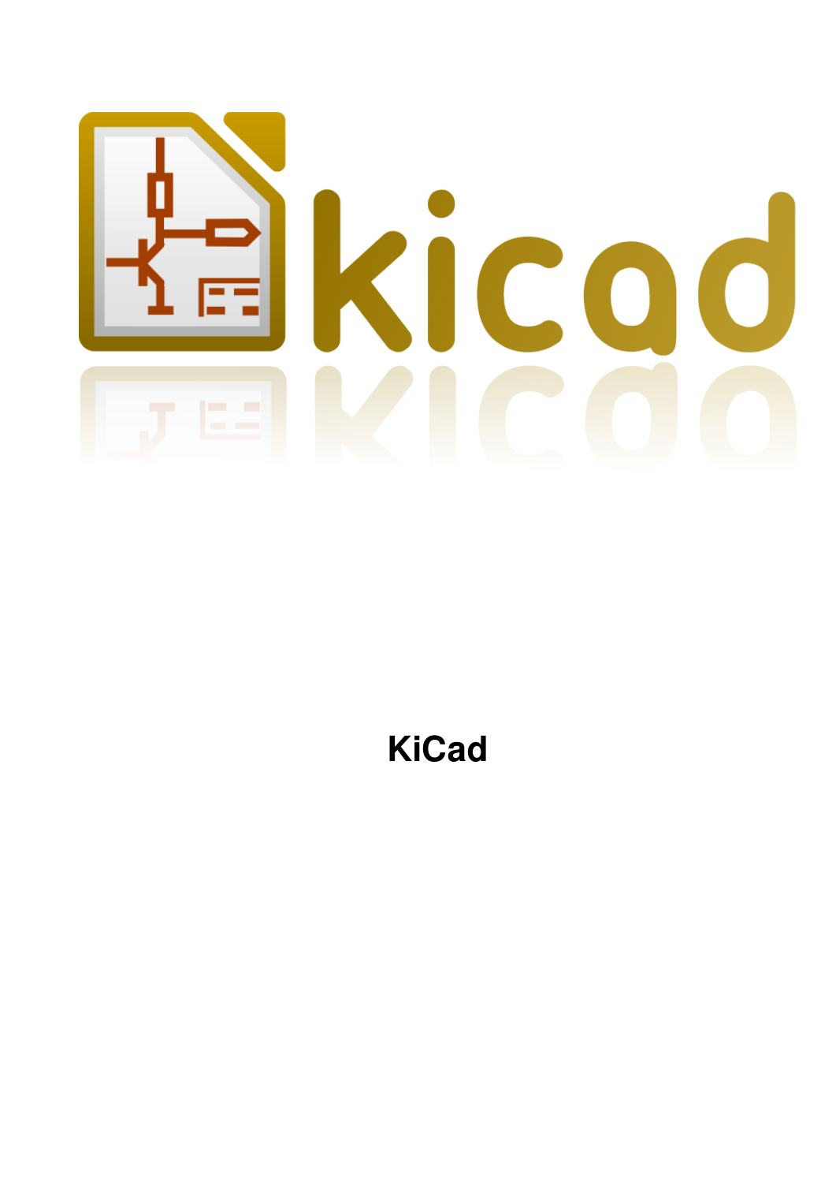# KiCad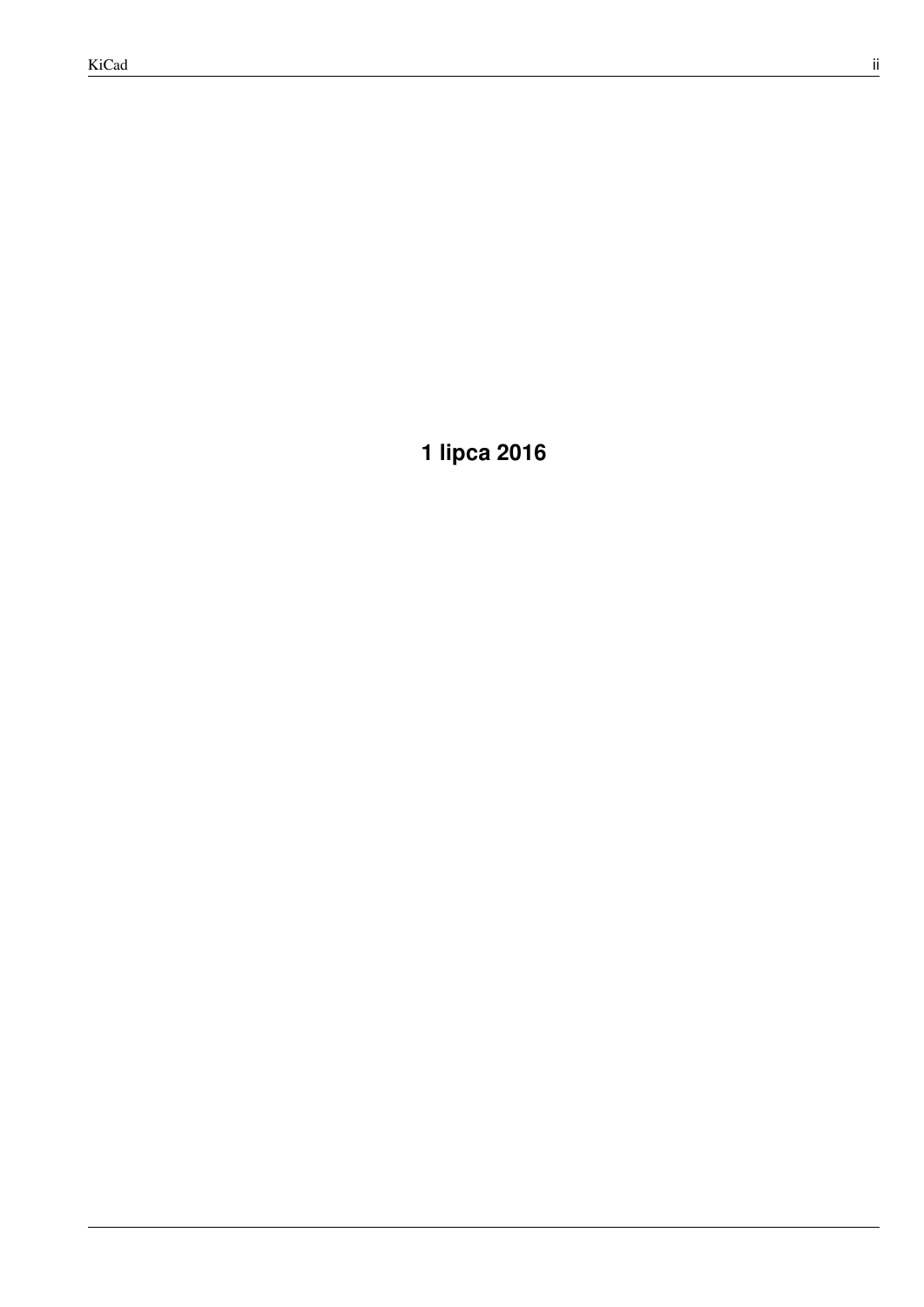**1 lipca 2016**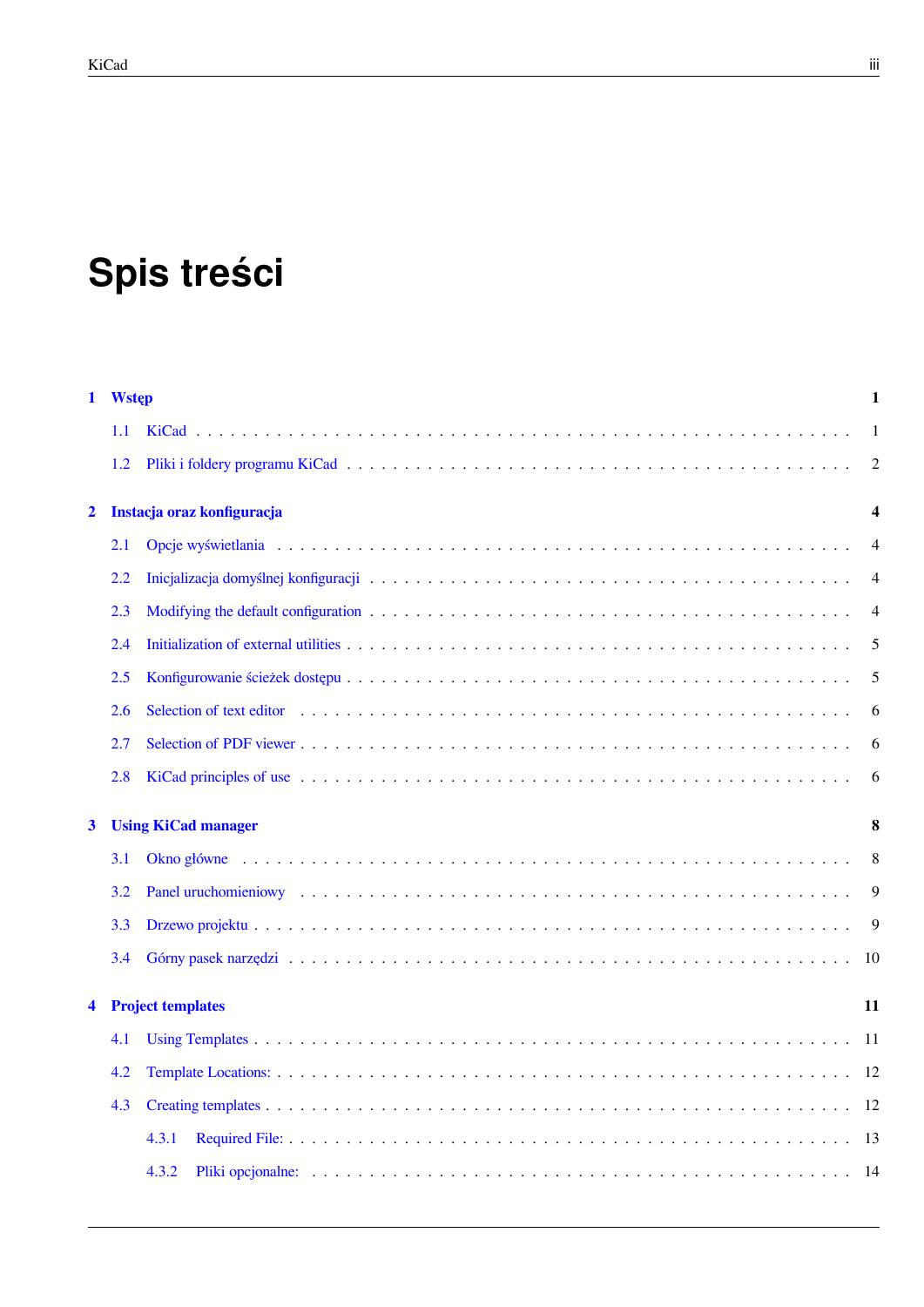# Spis treści

**1 Wstęp** **1**

1.1 KiCad . . . . . . . . . . . . . . . . . . . . . . . . . . . . . . . . . . . . . . . . . . . . . . . 1

1.2 Pliki i foldery programu KiCad . . . . . . . . . . . . . . . . . . . . . . . . . . . . . . . . . 2

**2 Instacja oraz konfiguracja** **4**

2.1 Opcje wyświetlania . . . . . . . . . . . . . . . . . . . . . . . . . . . . . . . . . . . . . . . 4

2.2 Inicjalizacja domyślnej konfiguracji . . . . . . . . . . . . . . . . . . . . . . . . . . . . . . 4

2.3 Modifying the default configuration . . . . . . . . . . . . . . . . . . . . . . . . . . . . . . 4

2.4 Initialization of external utilities . . . . . . . . . . . . . . . . . . . . . . . . . . . . . . . 5

2.5 Konfigurowanie ścieżek dostępu . . . . . . . . . . . . . . . . . . . . . . . . . . . . . . . . 5

2.6 Selection of text editor . . . . . . . . . . . . . . . . . . . . . . . . . . . . . . . . . . . . . 6

2.7 Selection of PDF viewer . . . . . . . . . . . . . . . . . . . . . . . . . . . . . . . . . . . . 6

2.8 KiCad principles of use . . . . . . . . . . . . . . . . . . . . . . . . . . . . . . . . . . . . . 6

**3 Using KiCad manager** **8**

3.1 Okno główne . . . . . . . . . . . . . . . . . . . . . . . . . . . . . . . . . . . . . . . . . . 8

3.2 Panel uruchomieniowy . . . . . . . . . . . . . . . . . . . . . . . . . . . . . . . . . . . . . 9

3.3 Drzewo projektu . . . . . . . . . . . . . . . . . . . . . . . . . . . . . . . . . . . . . . . . 9

3.4 Górny pasek narzędzi . . . . . . . . . . . . . . . . . . . . . . . . . . . . . . . . . . . . . 10

**4 Project templates** **11**

4.1 Using Templates . . . . . . . . . . . . . . . . . . . . . . . . . . . . . . . . . . . . . . . . 11

4.2 Template Locations: . . . . . . . . . . . . . . . . . . . . . . . . . . . . . . . . . . . . . . 12

4.3 Creating templates . . . . . . . . . . . . . . . . . . . . . . . . . . . . . . . . . . . . . . . 12

4.3.1 Required File: . . . . . . . . . . . . . . . . . . . . . . . . . . . . . . . . . . . . . . 13

4.3.2 Pliki opcjonalne: . . . . . . . . . . . . . . . . . . . . . . . . . . . . . . . . . . . . 14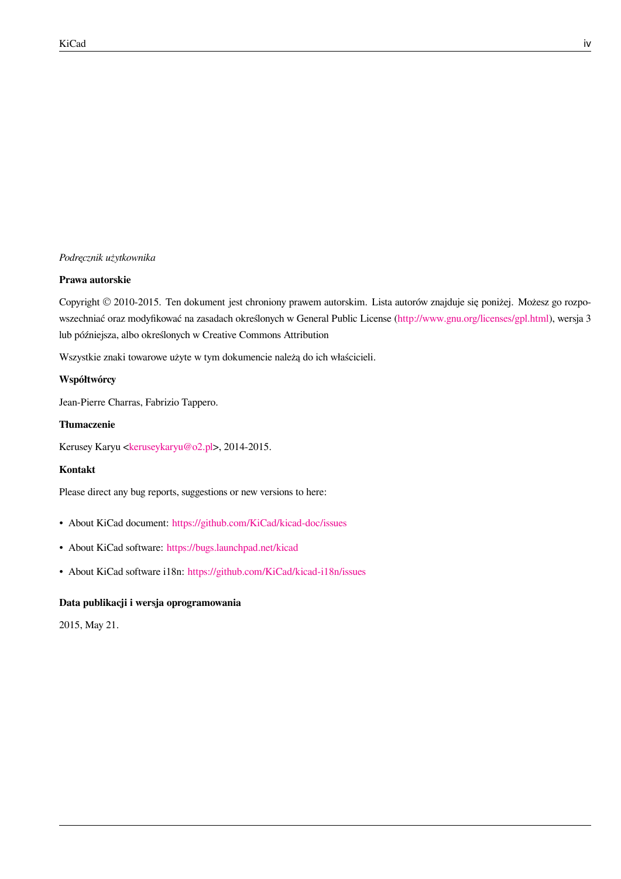*Podręcznik użytkownika*

**Prawa autorskie**

Copyright © 2010-2015. Ten dokument jest chroniony prawem autorskim. Lista autorów znajduje się poniżej. Możesz go rozpowszechniać oraz modyfikować na zasadach określonych w General Public License (http://www.gnu.org/licenses/gpl.html), wersja 3 lub późniejsza, albo określonych w Creative Commons Attribution

Wszystkie znaki towarowe użyte w tym dokumencie należą do ich właścicieli.

**Współtwórcy**

Jean-Pierre Charras, Fabrizio Tappero.

**Tłumaczenie**

Kerusey Karyu <keruseykaryu@o2.pl>, 2014-2015.

**Kontakt**

Please direct any bug reports, suggestions or new versions to here:

- About KiCad document: https://github.com/KiCad/kicad-doc/issues
- About KiCad software: https://bugs.launchpad.net/kicad
- About KiCad software i18n: https://github.com/KiCad/kicad-i18n/issues

**Data publikacji i wersja oprogramowania**

2015, May 21.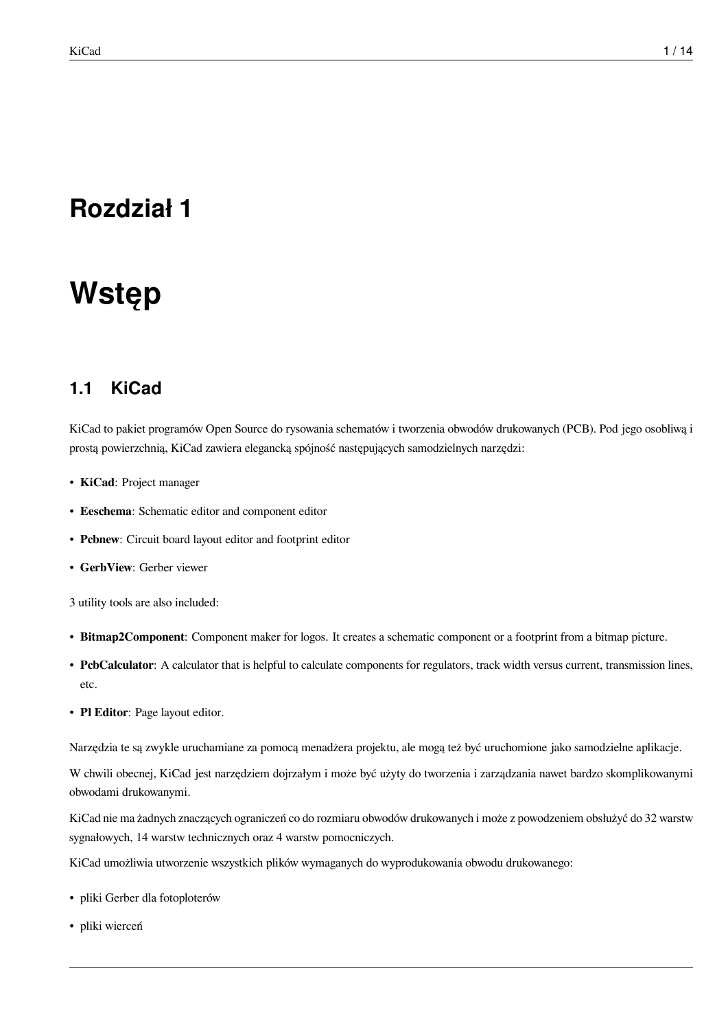# Rozdział 1

# Wstęp

## 1.1 KiCad

KiCad to pakiet programów Open Source do rysowania schematów i tworzenia obwodów drukowanych (PCB). Pod jego osobliwą i prostą powierzchnią, KiCad zawiera elegancką spójność następujących samodzielnych narzędzi:

- **KiCad**: Project manager
- **Eeschema**: Schematic editor and component editor
- **Pcbnew**: Circuit board layout editor and footprint editor
- **GerbView**: Gerber viewer

3 utility tools are also included:

- **Bitmap2Component**: Component maker for logos. It creates a schematic component or a footprint from a bitmap picture.
- **PcbCalculator**: A calculator that is helpful to calculate components for regulators, track width versus current, transmission lines, etc.
- **Pl Editor**: Page layout editor.

Narzędzia te są zwykle uruchamiane za pomocą menadżera projektu, ale mogą też być uruchomione jako samodzielne aplikacje.

W chwili obecnej, KiCad jest narzędziem dojrzałym i może być użyty do tworzenia i zarządzania nawet bardzo skomplikowanymi obwodami drukowanymi.

KiCad nie ma żadnych znaczących ograniczeń co do rozmiaru obwodów drukowanych i może z powodzeniem obsłużyć do 32 warstw sygnałowych, 14 warstw technicznych oraz 4 warstw pomocniczych.

KiCad umożliwia utworzenie wszystkich plików wymaganych do wyprodukowania obwodu drukowanego:

- pliki Gerber dla fotoploterów
- pliki wierceń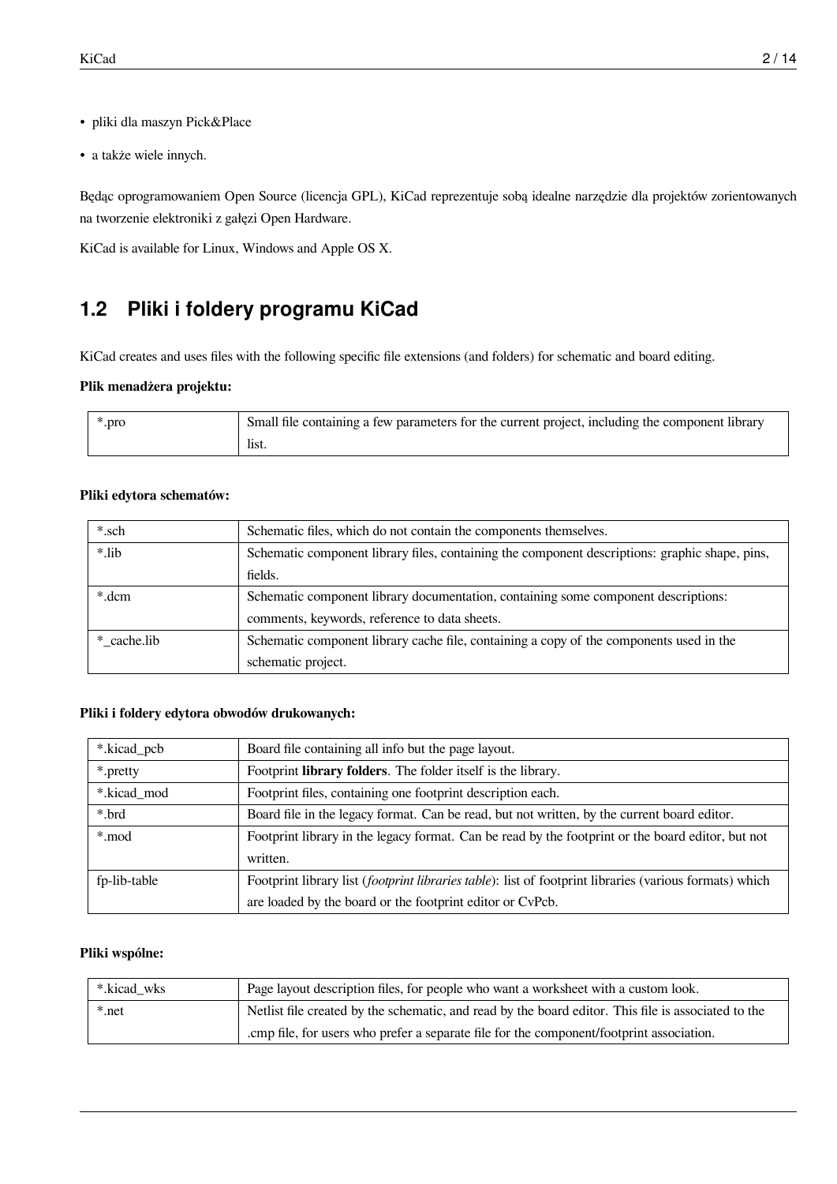- pliki dla maszyn Pick&Place
- a także wiele innych.

Będąc oprogramowaniem Open Source (licencja GPL), KiCad reprezentuje sobą idealne narzędzie dla projektów zorientowanych na tworzenie elektroniki z gałęzi Open Hardware.

KiCad is available for Linux, Windows and Apple OS X.

## 1.2 Pliki i foldery programu KiCad

KiCad creates and uses files with the following specific file extensions (and folders) for schematic and board editing.

**Plik menadżera projektu:**

| | |
|---|---|
| *.pro | Small file containing a few parameters for the current project, including the component library list. |

**Pliki edytora schematów:**

| | |
|---|---|
| *.sch | Schematic files, which do not contain the components themselves. |
| *.lib | Schematic component library files, containing the component descriptions: graphic shape, pins, fields. |
| *.dcm | Schematic component library documentation, containing some component descriptions: comments, keywords, reference to data sheets. |
| *_cache.lib | Schematic component library cache file, containing a copy of the components used in the schematic project. |

**Pliki i foldery edytora obwodów drukowanych:**

| | |
|---|---|
| *.kicad_pcb | Board file containing all info but the page layout. |
| *.pretty | Footprint **library folders**. The folder itself is the library. |
| *.kicad_mod | Footprint files, containing one footprint description each. |
| *.brd | Board file in the legacy format. Can be read, but not written, by the current board editor. |
| *.mod | Footprint library in the legacy format. Can be read by the footprint or the board editor, but not written. |
| fp-lib-table | Footprint library list (*footprint libraries table*): list of footprint libraries (various formats) which are loaded by the board or the footprint editor or CvPcb. |

**Pliki wspólne:**

| | |
|---|---|
| *.kicad_wks | Page layout description files, for people who want a worksheet with a custom look. |
| *.net | Netlist file created by the schematic, and read by the board editor. This file is associated to the .cmp file, for users who prefer a separate file for the component/footprint association. |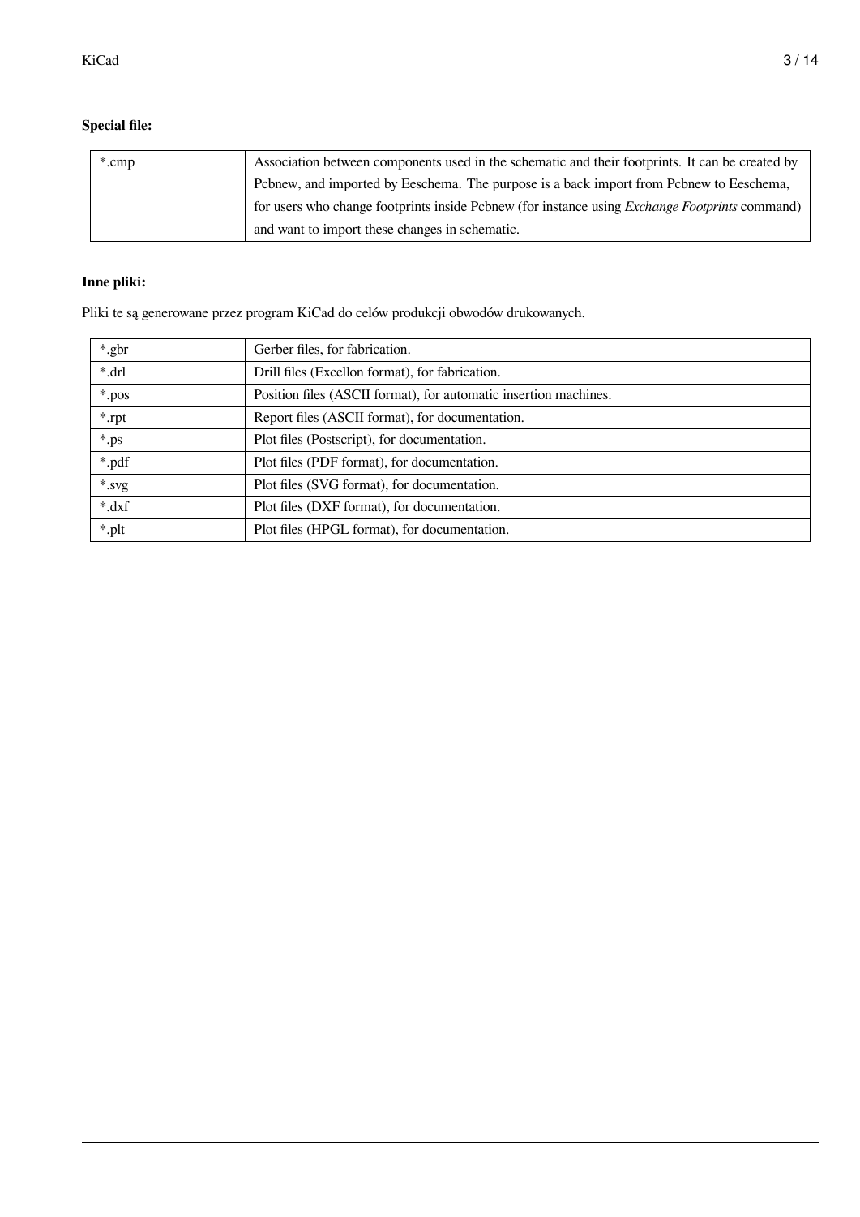**Special file:**

| | |
|---|---|
| *.cmp | Association between components used in the schematic and their footprints. It can be created by Pcbnew, and imported by Eeschema. The purpose is a back import from Pcbnew to Eeschema, for users who change footprints inside Pcbnew (for instance using *Exchange Footprints* command) and want to import these changes in schematic. |

**Inne pliki:**

Pliki te są generowane przez program KiCad do celów produkcji obwodów drukowanych.

| | |
|---|---|
| *.gbr | Gerber files, for fabrication. |
| *.drl | Drill files (Excellon format), for fabrication. |
| *.pos | Position files (ASCII format), for automatic insertion machines. |
| *.rpt | Report files (ASCII format), for documentation. |
| *.ps | Plot files (Postscript), for documentation. |
| *.pdf | Plot files (PDF format), for documentation. |
| *.svg | Plot files (SVG format), for documentation. |
| *.dxf | Plot files (DXF format), for documentation. |
| *.plt | Plot files (HPGL format), for documentation. |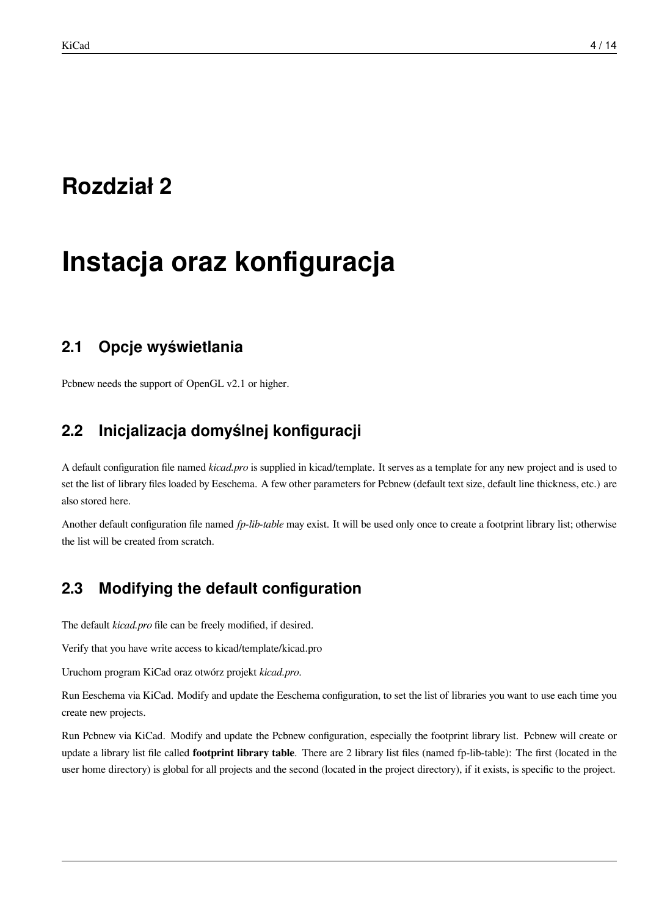# Rozdział 2

# Instacja oraz konfiguracja

## 2.1 Opcje wyświetlania

Pcbnew needs the support of OpenGL v2.1 or higher.

## 2.2 Inicjalizacja domyślnej konfiguracji

A default configuration file named *kicad.pro* is supplied in kicad/template. It serves as a template for any new project and is used to set the list of library files loaded by Eeschema. A few other parameters for Pcbnew (default text size, default line thickness, etc.) are also stored here.

Another default configuration file named *fp-lib-table* may exist. It will be used only once to create a footprint library list; otherwise the list will be created from scratch.

## 2.3 Modifying the default configuration

The default *kicad.pro* file can be freely modified, if desired.

Verify that you have write access to kicad/template/kicad.pro

Uruchom program KiCad oraz otwórz projekt *kicad.pro*.

Run Eeschema via KiCad. Modify and update the Eeschema configuration, to set the list of libraries you want to use each time you create new projects.

Run Pcbnew via KiCad. Modify and update the Pcbnew configuration, especially the footprint library list. Pcbnew will create or update a library list file called **footprint library table**. There are 2 library list files (named fp-lib-table): The first (located in the user home directory) is global for all projects and the second (located in the project directory), if it exists, is specific to the project.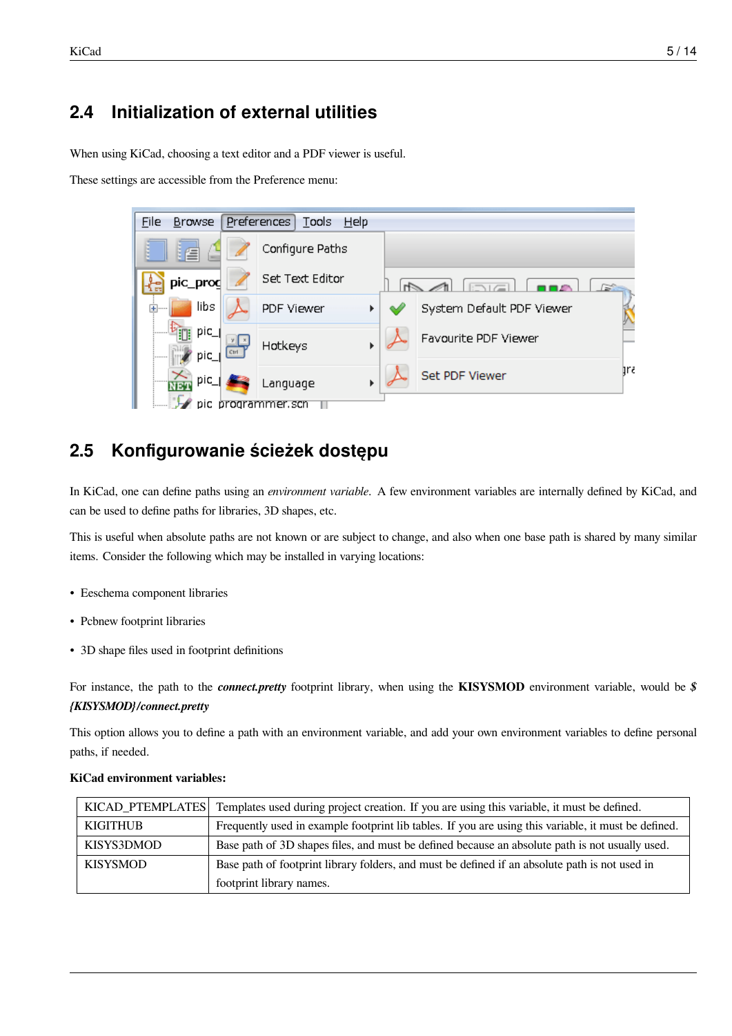## 2.4 Initialization of external utilities

When using KiCad, choosing a text editor and a PDF viewer is useful.

These settings are accessible from the Preference menu:

## 2.5 Konfigurowanie ścieżek dostępu

In KiCad, one can define paths using an *environment variable*. A few environment variables are internally defined by KiCad, and can be used to define paths for libraries, 3D shapes, etc.

This is useful when absolute paths are not known or are subject to change, and also when one base path is shared by many similar items. Consider the following which may be installed in varying locations:

- Eeschema component libraries
- Pcbnew footprint libraries
- 3D shape files used in footprint definitions

For instance, the path to the ***connect.pretty*** footprint library, when using the **KISYSMOD** environment variable, would be ***${KISYSMOD}/connect.pretty***

This option allows you to define a path with an environment variable, and add your own environment variables to define personal paths, if needed.

**KiCad environment variables:**

| | |
|---|---|
| KICAD_PTEMPLATES | Templates used during project creation. If you are using this variable, it must be defined. |
| KIGITHUB | Frequently used in example footprint lib tables. If you are using this variable, it must be defined. |
| KISYS3DMOD | Base path of 3D shapes files, and must be defined because an absolute path is not usually used. |
| KISYSMOD | Base path of footprint library folders, and must be defined if an absolute path is not used in footprint library names. |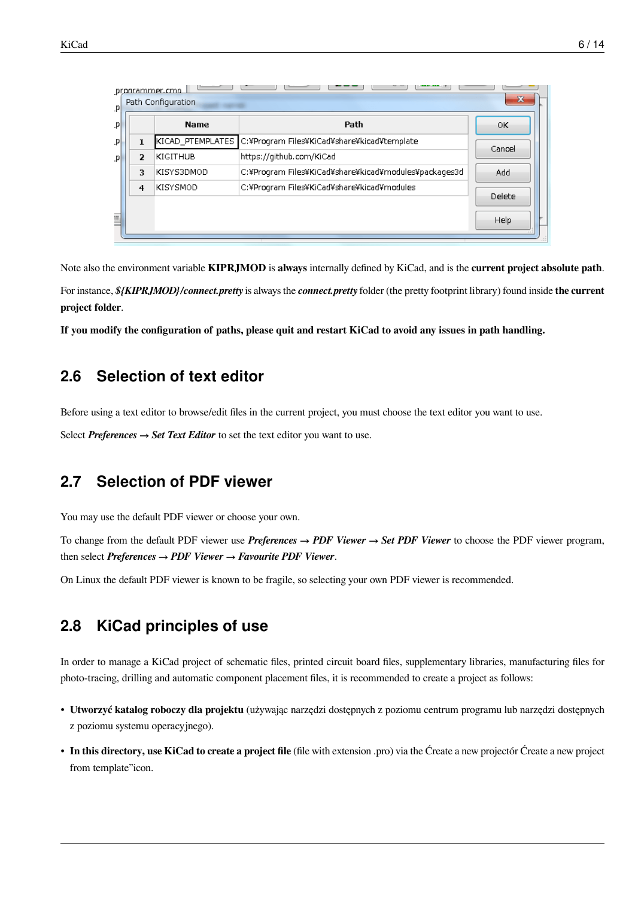| | Name | Path |
|---|---|---|
| 1 | KICAD_PTEMPLATES | C:¥Program Files¥KiCad¥share¥kicad¥template |
| 2 | KIGITHUB | https://github.com/KiCad |
| 3 | KISYS3DMOD | C:¥Program Files¥KiCad¥share¥kicad¥modules¥packages3d |
| 4 | KISYSMOD | C:¥Program Files¥KiCad¥share¥kicad¥modules |

Note also the environment variable **KIPRJMOD** is **always** internally defined by KiCad, and is the **current project absolute path**.

For instance, ***${KIPRJMOD}/connect.pretty*** is always the ***connect.pretty*** folder (the pretty footprint library) found inside **the current project folder**.

**If you modify the configuration of paths, please quit and restart KiCad to avoid any issues in path handling.**

## 2.6 Selection of text editor

Before using a text editor to browse/edit files in the current project, you must choose the text editor you want to use.

Select ***Preferences → Set Text Editor*** to set the text editor you want to use.

## 2.7 Selection of PDF viewer

You may use the default PDF viewer or choose your own.

To change from the default PDF viewer use ***Preferences → PDF Viewer → Set PDF Viewer*** to choose the PDF viewer program, then select ***Preferences → PDF Viewer → Favourite PDF Viewer***.

On Linux the default PDF viewer is known to be fragile, so selecting your own PDF viewer is recommended.

## 2.8 KiCad principles of use

In order to manage a KiCad project of schematic files, printed circuit board files, supplementary libraries, manufacturing files for photo-tracing, drilling and automatic component placement files, it is recommended to create a project as follows:

- **Utworzyć katalog roboczy dla projektu** (używając narzędzi dostępnych z poziomu centrum programu lub narzędzi dostępnych z poziomu systemu operacyjnego).
- **In this directory, use KiCad to create a project file** (file with extension .pro) via the Ćreate a new projectór Ćreate a new project from template"icon.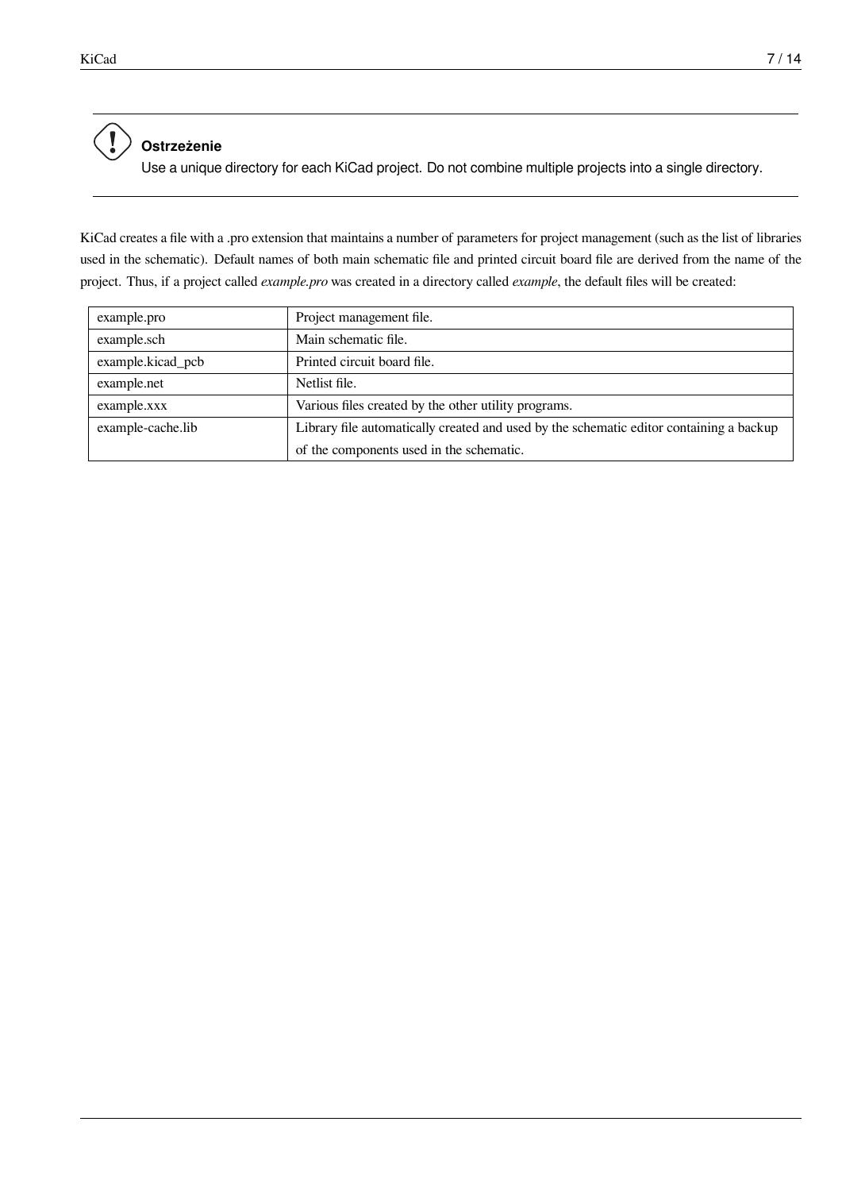> **Ostrzeżenie**
>
> Use a unique directory for each KiCad project. Do not combine multiple projects into a single directory.

KiCad creates a file with a .pro extension that maintains a number of parameters for project management (such as the list of libraries used in the schematic). Default names of both main schematic file and printed circuit board file are derived from the name of the project. Thus, if a project called *example.pro* was created in a directory called *example*, the default files will be created:

| | |
|---|---|
| example.pro | Project management file. |
| example.sch | Main schematic file. |
| example.kicad_pcb | Printed circuit board file. |
| example.net | Netlist file. |
| example.xxx | Various files created by the other utility programs. |
| example-cache.lib | Library file automatically created and used by the schematic editor containing a backup of the components used in the schematic. |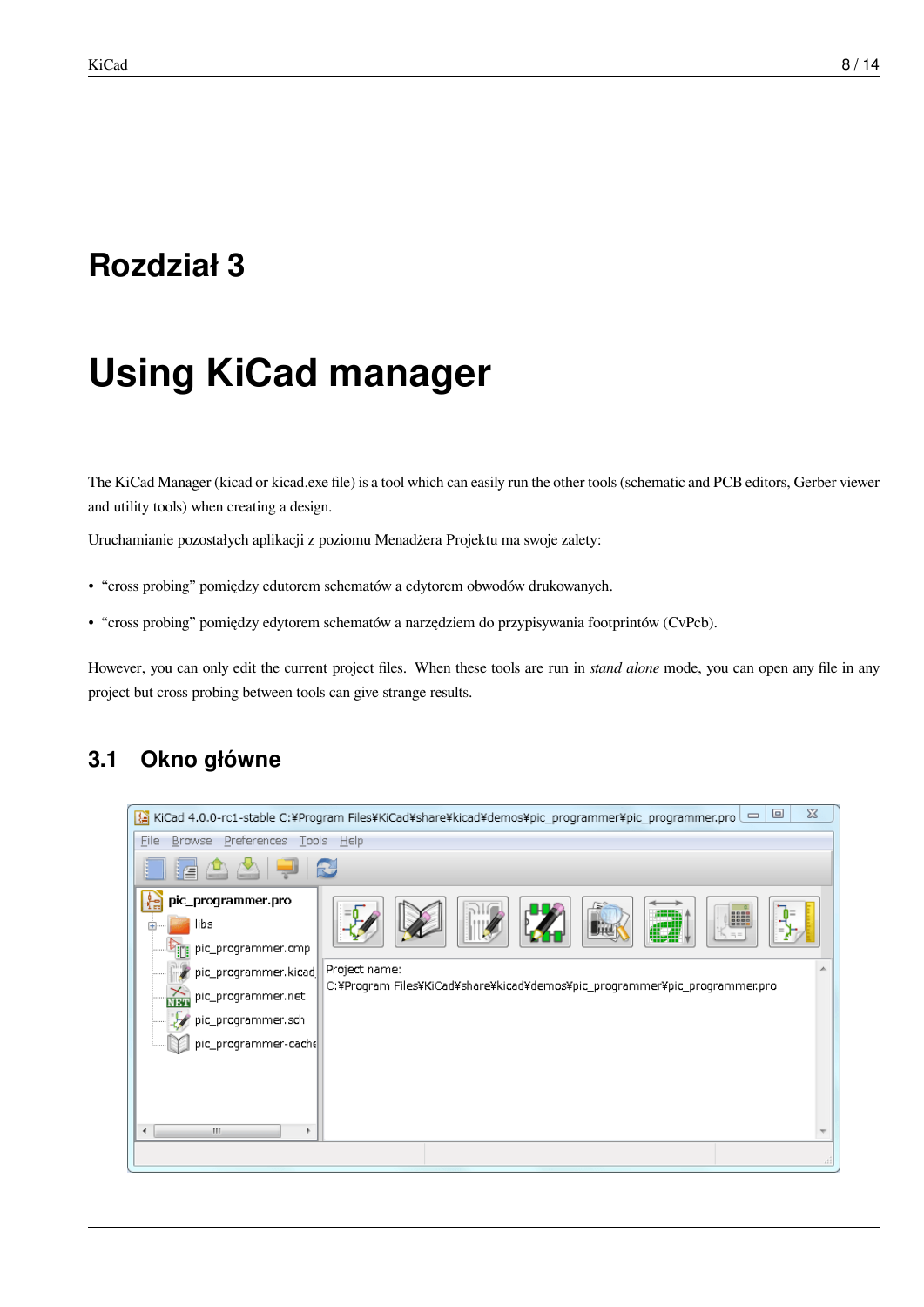# Rozdział 3

# Using KiCad manager

The KiCad Manager (kicad or kicad.exe file) is a tool which can easily run the other tools (schematic and PCB editors, Gerber viewer and utility tools) when creating a design.

Uruchamianie pozostałych aplikacji z poziomu Menadżera Projektu ma swoje zalety:

- “cross probing” pomiędzy edutorem schematów a edytorem obwodów drukowanych.
- “cross probing” pomiędzy edytorem schematów a narzędziem do przypisywania footprintów (CvPcb).

However, you can only edit the current project files. When these tools are run in *stand alone* mode, you can open any file in any project but cross probing between tools can give strange results.

## 3.1 Okno główne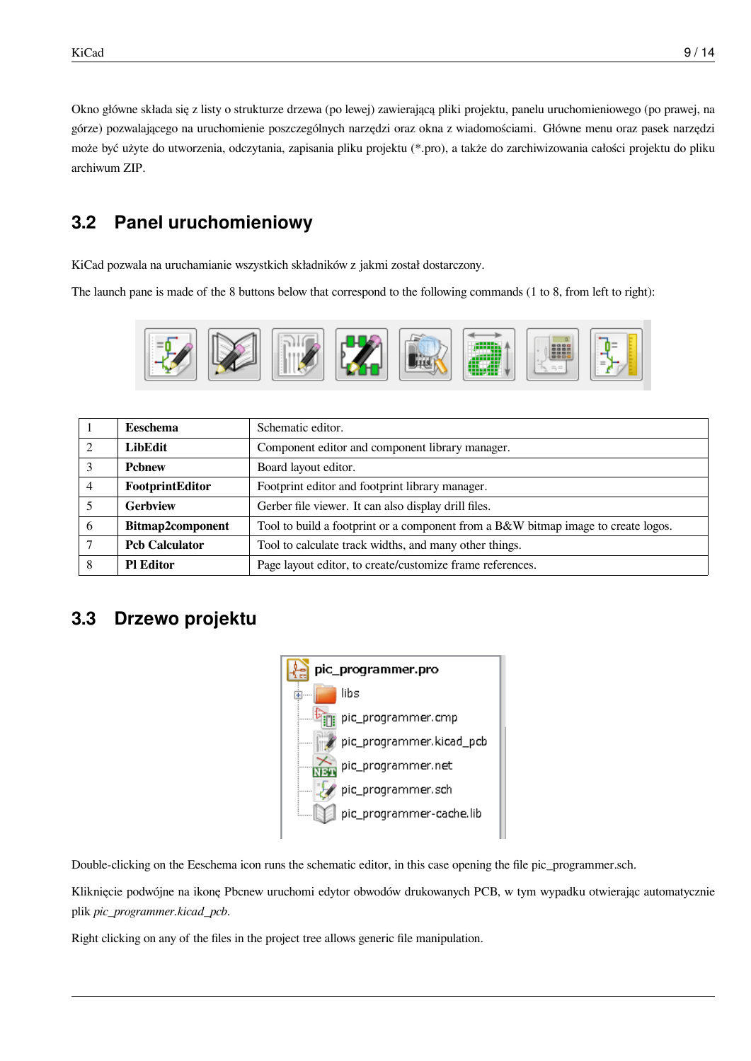Okno główne składa się z listy o strukturze drzewa (po lewej) zawierającą pliki projektu, panelu uruchomieniowego (po prawej, na górze) pozwalającego na uruchomienie poszczególnych narzędzi oraz okna z wiadomościami. Główne menu oraz pasek narzędzi może być użyte do utworzenia, odczytania, zapisania pliku projektu (*.pro), a także do zarchiwizowania całości projektu do pliku archiwum ZIP.

## 3.2 Panel uruchomieniowy

KiCad pozwala na uruchamianie wszystkich składników z jakmi został dostarczony.

The launch pane is made of the 8 buttons below that correspond to the following commands (1 to 8, from left to right):

| | | |
|---|---|---|
| 1 | **Eeschema** | Schematic editor. |
| 2 | **LibEdit** | Component editor and component library manager. |
| 3 | **Pcbnew** | Board layout editor. |
| 4 | **FootprintEditor** | Footprint editor and footprint library manager. |
| 5 | **Gerbview** | Gerber file viewer. It can also display drill files. |
| 6 | **Bitmap2component** | Tool to build a footprint or a component from a B&W bitmap image to create logos. |
| 7 | **Pcb Calculator** | Tool to calculate track widths, and many other things. |
| 8 | **Pl Editor** | Page layout editor, to create/customize frame references. |

## 3.3 Drzewo projektu

Double-clicking on the Eeschema icon runs the schematic editor, in this case opening the file pic_programmer.sch.

Kliknięcie podwójne na ikonę Pbcnew uruchomi edytor obwodów drukowanych PCB, w tym wypadku otwierając automatycznie plik *pic_programmer.kicad_pcb*.

Right clicking on any of the files in the project tree allows generic file manipulation.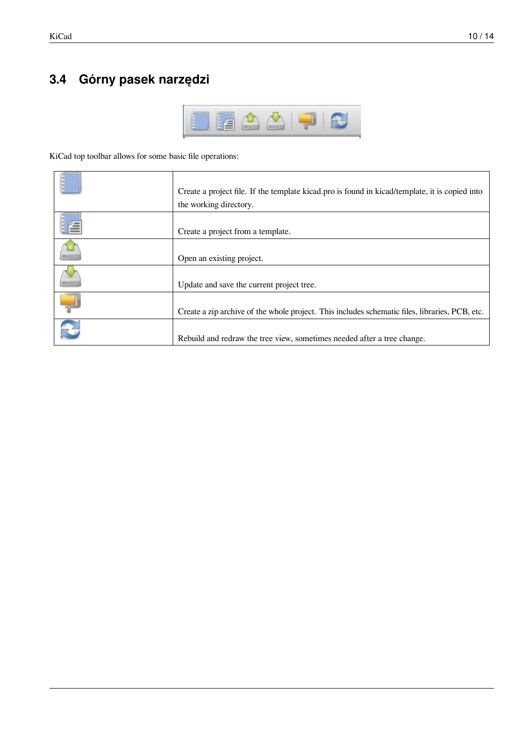## 3.4 Górny pasek narzędzi

KiCad top toolbar allows for some basic file operations:

| | |
|---|---|
| | Create a project file. If the template kicad.pro is found in kicad/template, it is copied into the working directory. |
| | Create a project from a template. |
| | Open an existing project. |
| | Update and save the current project tree. |
| | Create a zip archive of the whole project. This includes schematic files, libraries, PCB, etc. |
| | Rebuild and redraw the tree view, sometimes needed after a tree change. |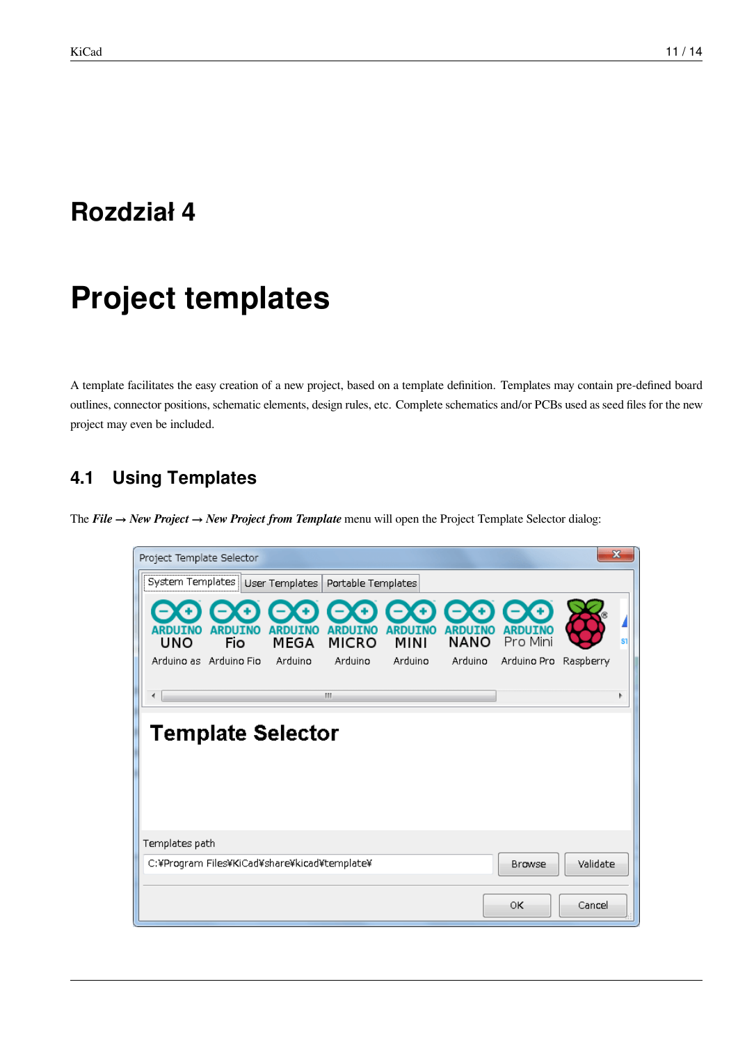# Rozdział 4

# Project templates

A template facilitates the easy creation of a new project, based on a template definition. Templates may contain pre-defined board outlines, connector positions, schematic elements, design rules, etc. Complete schematics and/or PCBs used as seed files for the new project may even be included.

## 4.1 Using Templates

The ***File → New Project → New Project from Template*** menu will open the Project Template Selector dialog: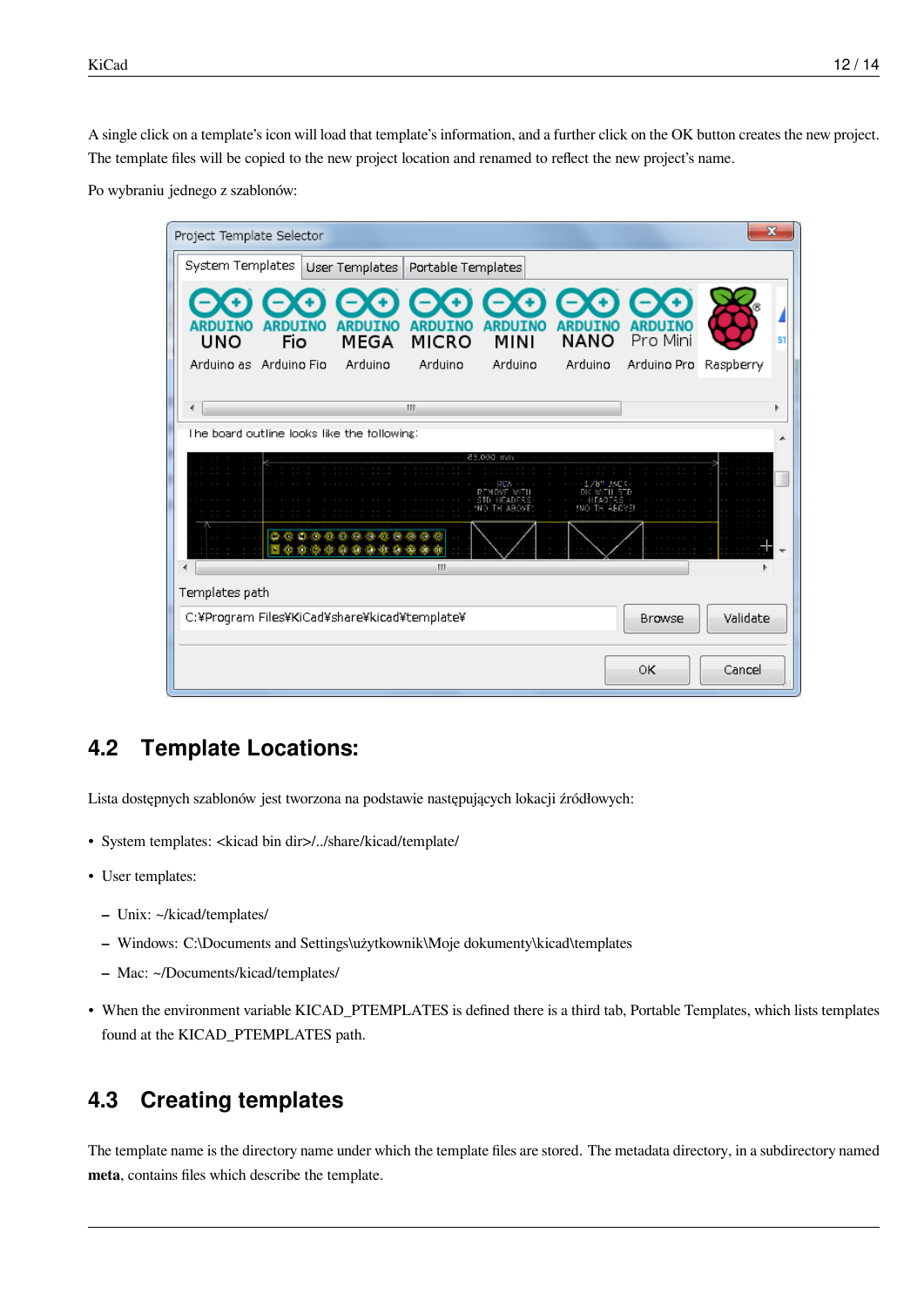A single click on a template's icon will load that template's information, and a further click on the OK button creates the new project. The template files will be copied to the new project location and renamed to reflect the new project's name.

Po wybraniu jednego z szablonów:

## 4.2 Template Locations:

Lista dostępnych szablonów jest tworzona na podstawie następujących lokacji źródłowych:

- System templates: <kicad bin dir>/../share/kicad/template/
- User templates:
  - Unix: ~/kicad/templates/
  - Windows: C:\Documents and Settings\użytkownik\Moje dokumenty\kicad\templates
  - Mac: ~/Documents/kicad/templates/
- When the environment variable KICAD_PTEMPLATES is defined there is a third tab, Portable Templates, which lists templates found at the KICAD_PTEMPLATES path.

## 4.3 Creating templates

The template name is the directory name under which the template files are stored. The metadata directory, in a subdirectory named **meta**, contains files which describe the template.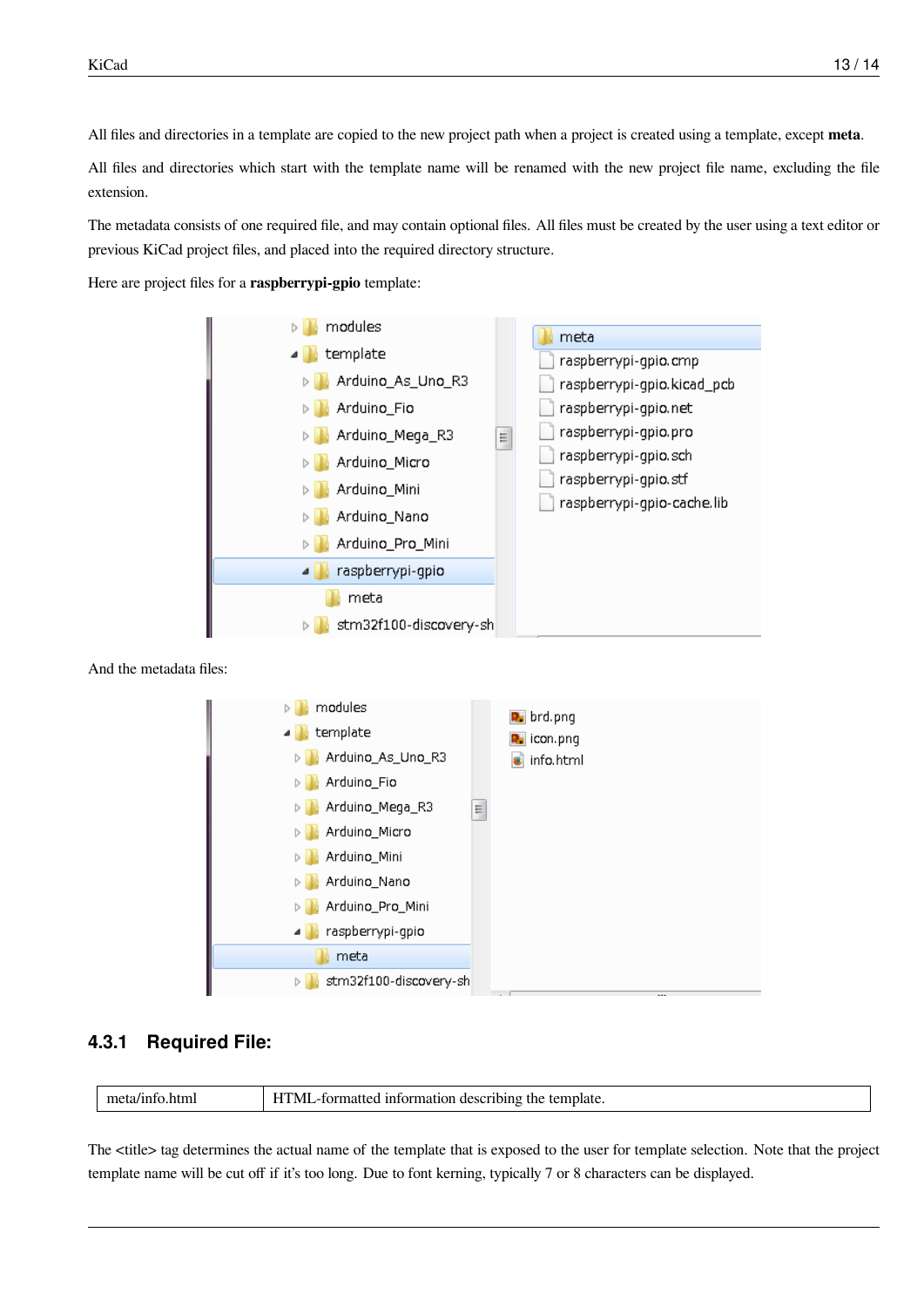All files and directories in a template are copied to the new project path when a project is created using a template, except **meta**.

All files and directories which start with the template name will be renamed with the new project file name, excluding the file extension.

The metadata consists of one required file, and may contain optional files. All files must be created by the user using a text editor or previous KiCad project files, and placed into the required directory structure.

Here are project files for a **raspberrypi-gpio** template:

And the metadata files:

### 4.3.1 Required File:

| meta/info.html | HTML-formatted information describing the template. |
|---|---|

The <title> tag determines the actual name of the template that is exposed to the user for template selection. Note that the project template name will be cut off if it's too long. Due to font kerning, typically 7 or 8 characters can be displayed.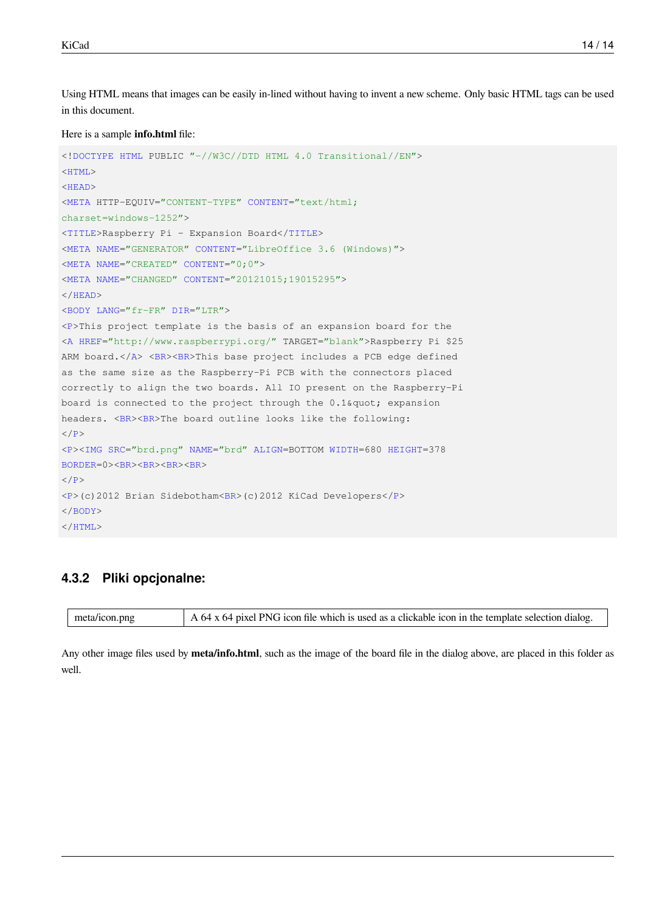Using HTML means that images can be easily in-lined without having to invent a new scheme. Only basic HTML tags can be used in this document.

Here is a sample **info.html** file:

```
<!DOCTYPE HTML PUBLIC "-//W3C//DTD HTML 4.0 Transitional//EN">
<HTML>
<HEAD>
<META HTTP-EQUIV="CONTENT-TYPE" CONTENT="text/html;
charset=windows-1252">
<TITLE>Raspberry Pi - Expansion Board</TITLE>
<META NAME="GENERATOR" CONTENT="LibreOffice 3.6 (Windows)">
<META NAME="CREATED" CONTENT="0;0">
<META NAME="CHANGED" CONTENT="20121015;19015295">
</HEAD>
<BODY LANG="fr-FR" DIR="LTR">
<P>This project template is the basis of an expansion board for the
<A HREF="http://www.raspberrypi.org/" TARGET="blank">Raspberry Pi $25
ARM board.</A> <BR><BR>This base project includes a PCB edge defined
as the same size as the Raspberry-Pi PCB with the connectors placed
correctly to align the two boards. All IO present on the Raspberry-Pi
board is connected to the project through the 0.1&quot; expansion
headers. <BR><BR>The board outline looks like the following:
</P>
<P><IMG SRC="brd.png" NAME="brd" ALIGN=BOTTOM WIDTH=680 HEIGHT=378
BORDER=0><BR><BR><BR><BR>
</P>
<P>(c)2012 Brian Sidebotham<BR>(c)2012 KiCad Developers</P>
</BODY>
</HTML>
```

### 4.3.2 Pliki opcjonalne:

| | |
|---|---|
| meta/icon.png | A 64 x 64 pixel PNG icon file which is used as a clickable icon in the template selection dialog. |

Any other image files used by **meta/info.html**, such as the image of the board file in the dialog above, are placed in this folder as well.